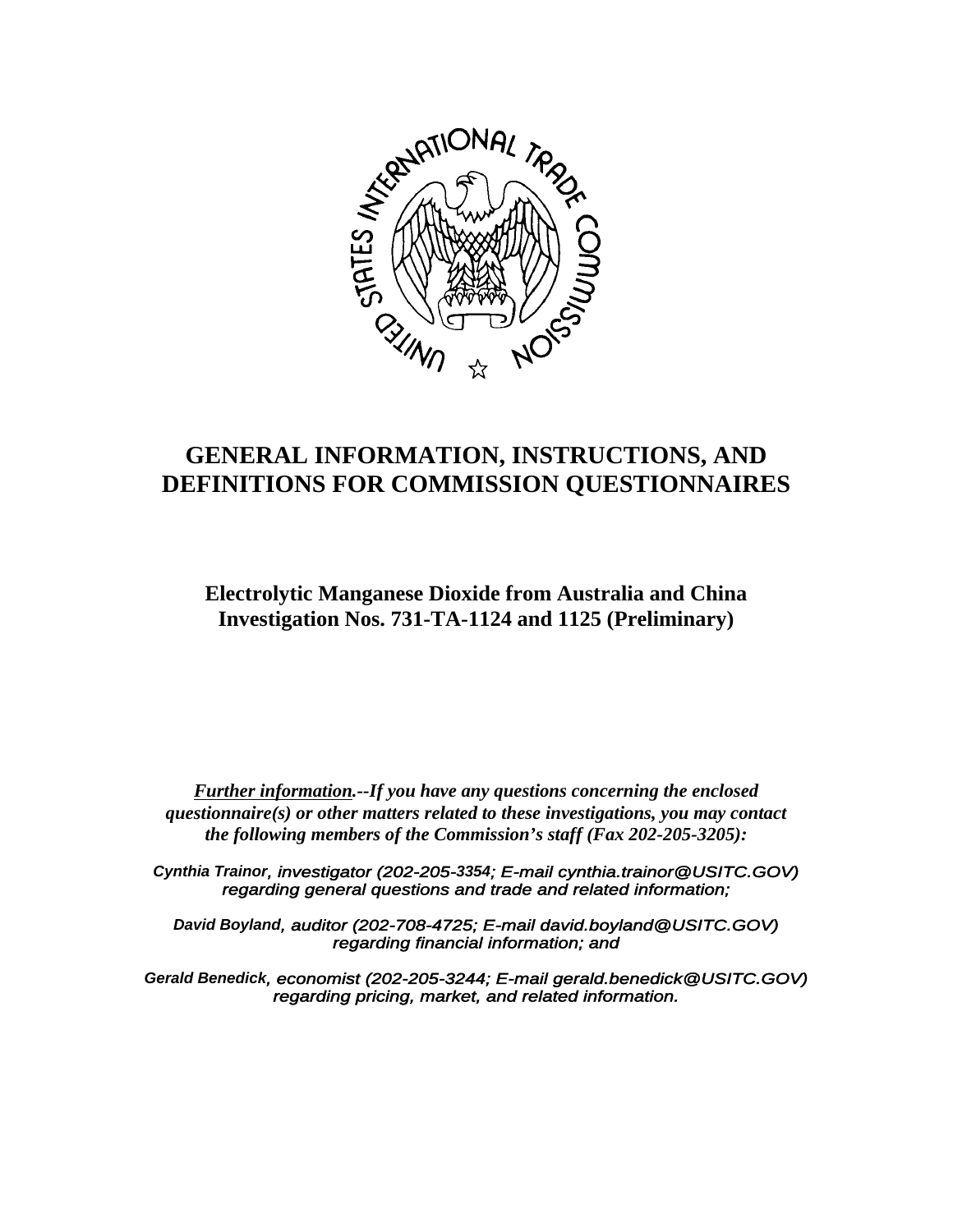# GENERAL INFORMATION, INSTRUCTIONS, AND DEFINITIONS FOR COMMISSION QUESTIONNAIRES

**Electrolytic Manganese Dioxide from Australia and China**
**Investigation Nos. 731-TA-1124 and 1125 (Preliminary)**

***Further information.*--*If you have any questions concerning the enclosed questionnaire(s) or other matters related to these investigations, you may contact the following members of the Commission's staff (Fax 202-205-3205):***

*Cynthia Trainor, investigator (202-205-3354; E-mail cynthia.trainor@USITC.GOV) regarding general questions and trade and related information;*

*David Boyland, auditor (202-708-4725; E-mail david.boyland@USITC.GOV) regarding financial information; and*

*Gerald Benedick, economist (202-205-3244; E-mail gerald.benedick@USITC.GOV) regarding pricing, market, and related information.*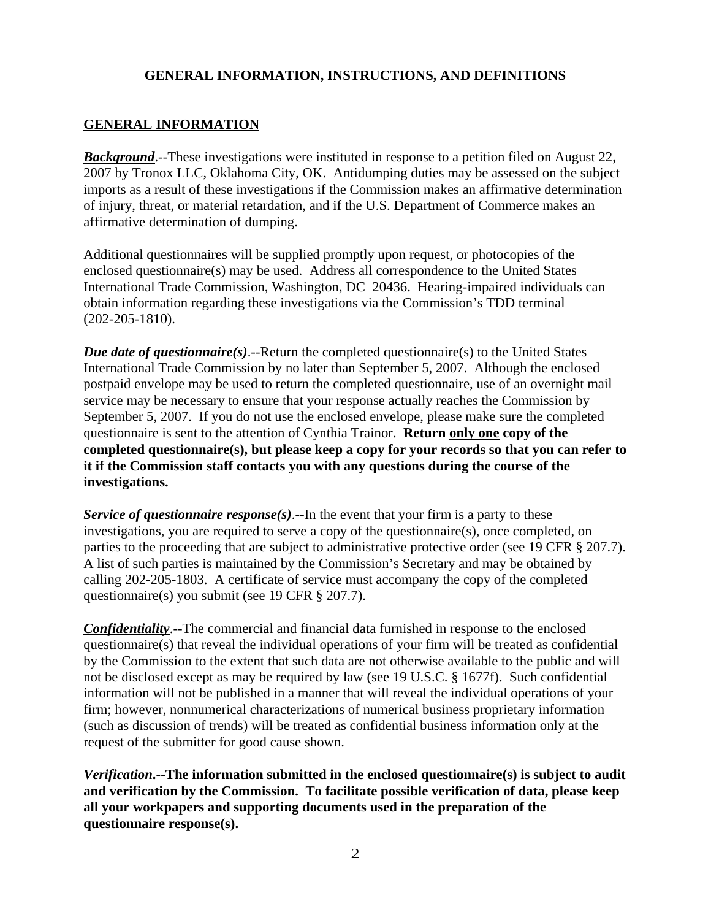## GENERAL INFORMATION, INSTRUCTIONS, AND DEFINITIONS

### GENERAL INFORMATION

***Background***.--These investigations were instituted in response to a petition filed on August 22, 2007 by Tronox LLC, Oklahoma City, OK. Antidumping duties may be assessed on the subject imports as a result of these investigations if the Commission makes an affirmative determination of injury, threat, or material retardation, and if the U.S. Department of Commerce makes an affirmative determination of dumping.

Additional questionnaires will be supplied promptly upon request, or photocopies of the enclosed questionnaire(s) may be used. Address all correspondence to the United States International Trade Commission, Washington, DC 20436. Hearing-impaired individuals can obtain information regarding these investigations via the Commission's TDD terminal (202-205-1810).

***Due date of questionnaire(s)***.--Return the completed questionnaire(s) to the United States International Trade Commission by no later than September 5, 2007. Although the enclosed postpaid envelope may be used to return the completed questionnaire, use of an overnight mail service may be necessary to ensure that your response actually reaches the Commission by September 5, 2007. If you do not use the enclosed envelope, please make sure the completed questionnaire is sent to the attention of Cynthia Trainor. **Return only one copy of the completed questionnaire(s), but please keep a copy for your records so that you can refer to it if the Commission staff contacts you with any questions during the course of the investigations.**

***Service of questionnaire response(s)***.--In the event that your firm is a party to these investigations, you are required to serve a copy of the questionnaire(s), once completed, on parties to the proceeding that are subject to administrative protective order (see 19 CFR § 207.7). A list of such parties is maintained by the Commission's Secretary and may be obtained by calling 202-205-1803. A certificate of service must accompany the copy of the completed questionnaire(s) you submit (see 19 CFR § 207.7).

***Confidentiality***.--The commercial and financial data furnished in response to the enclosed questionnaire(s) that reveal the individual operations of your firm will be treated as confidential by the Commission to the extent that such data are not otherwise available to the public and will not be disclosed except as may be required by law (see 19 U.S.C. § 1677f). Such confidential information will not be published in a manner that will reveal the individual operations of your firm; however, nonnumerical characterizations of numerical business proprietary information (such as discussion of trends) will be treated as confidential business information only at the request of the submitter for good cause shown.

***Verification*.--The information submitted in the enclosed questionnaire(s) is subject to audit and verification by the Commission. To facilitate possible verification of data, please keep all your workpapers and supporting documents used in the preparation of the questionnaire response(s).**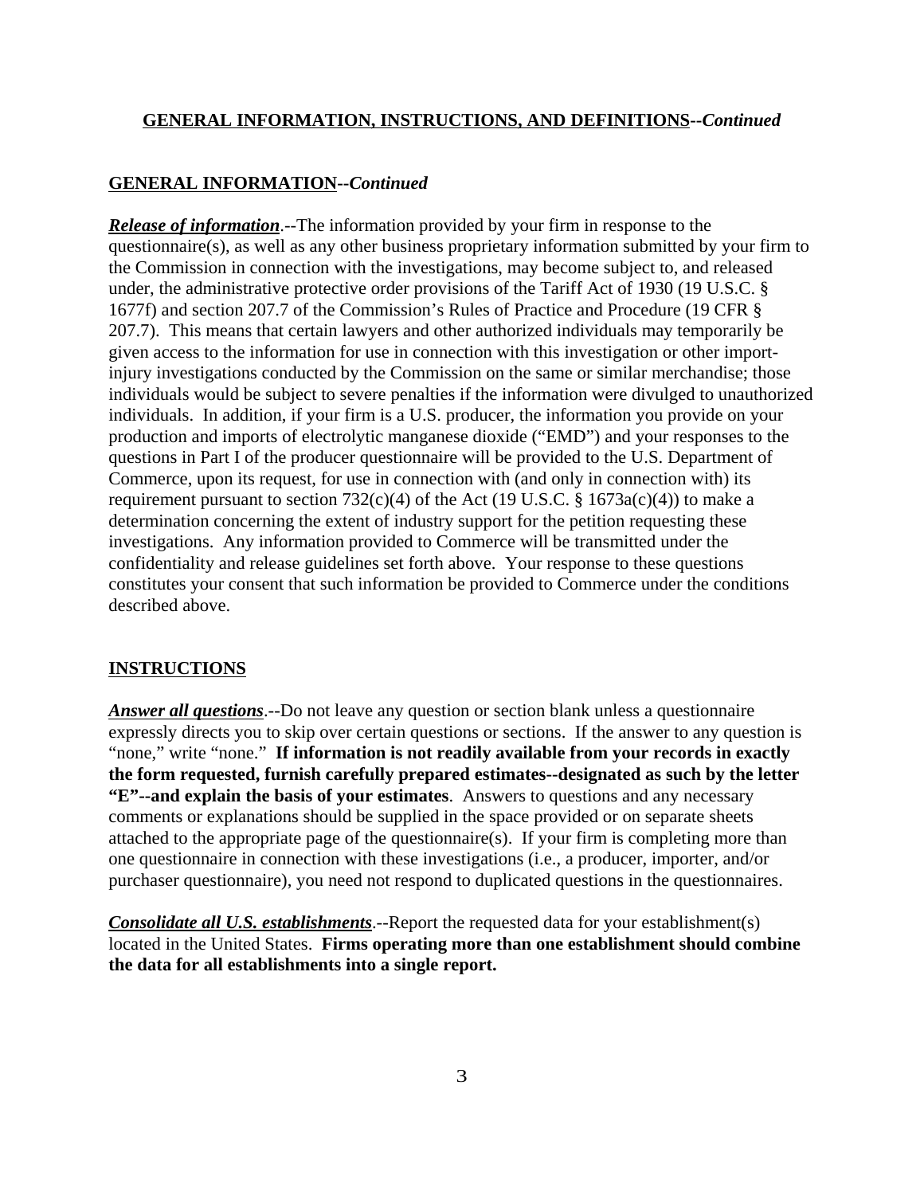## **GENERAL INFORMATION, INSTRUCTIONS, AND DEFINITIONS**--*Continued*

### **GENERAL INFORMATION**--*Continued*

***Release of information***.--The information provided by your firm in response to the questionnaire(s), as well as any other business proprietary information submitted by your firm to the Commission in connection with the investigations, may become subject to, and released under, the administrative protective order provisions of the Tariff Act of 1930 (19 U.S.C. § 1677f) and section 207.7 of the Commission's Rules of Practice and Procedure (19 CFR § 207.7). This means that certain lawyers and other authorized individuals may temporarily be given access to the information for use in connection with this investigation or other import-injury investigations conducted by the Commission on the same or similar merchandise; those individuals would be subject to severe penalties if the information were divulged to unauthorized individuals. In addition, if your firm is a U.S. producer, the information you provide on your production and imports of electrolytic manganese dioxide ("EMD") and your responses to the questions in Part I of the producer questionnaire will be provided to the U.S. Department of Commerce, upon its request, for use in connection with (and only in connection with) its requirement pursuant to section 732(c)(4) of the Act (19 U.S.C. § 1673a(c)(4)) to make a determination concerning the extent of industry support for the petition requesting these investigations. Any information provided to Commerce will be transmitted under the confidentiality and release guidelines set forth above. Your response to these questions constitutes your consent that such information be provided to Commerce under the conditions described above.

### **INSTRUCTIONS**

***Answer all questions***.--Do not leave any question or section blank unless a questionnaire expressly directs you to skip over certain questions or sections. If the answer to any question is "none," write "none." **If information is not readily available from your records in exactly the form requested, furnish carefully prepared estimates--designated as such by the letter "E"--and explain the basis of your estimates**. Answers to questions and any necessary comments or explanations should be supplied in the space provided or on separate sheets attached to the appropriate page of the questionnaire(s). If your firm is completing more than one questionnaire in connection with these investigations (i.e., a producer, importer, and/or purchaser questionnaire), you need not respond to duplicated questions in the questionnaires.

***Consolidate all U.S. establishments***.--Report the requested data for your establishment(s) located in the United States. **Firms operating more than one establishment should combine the data for all establishments into a single report.**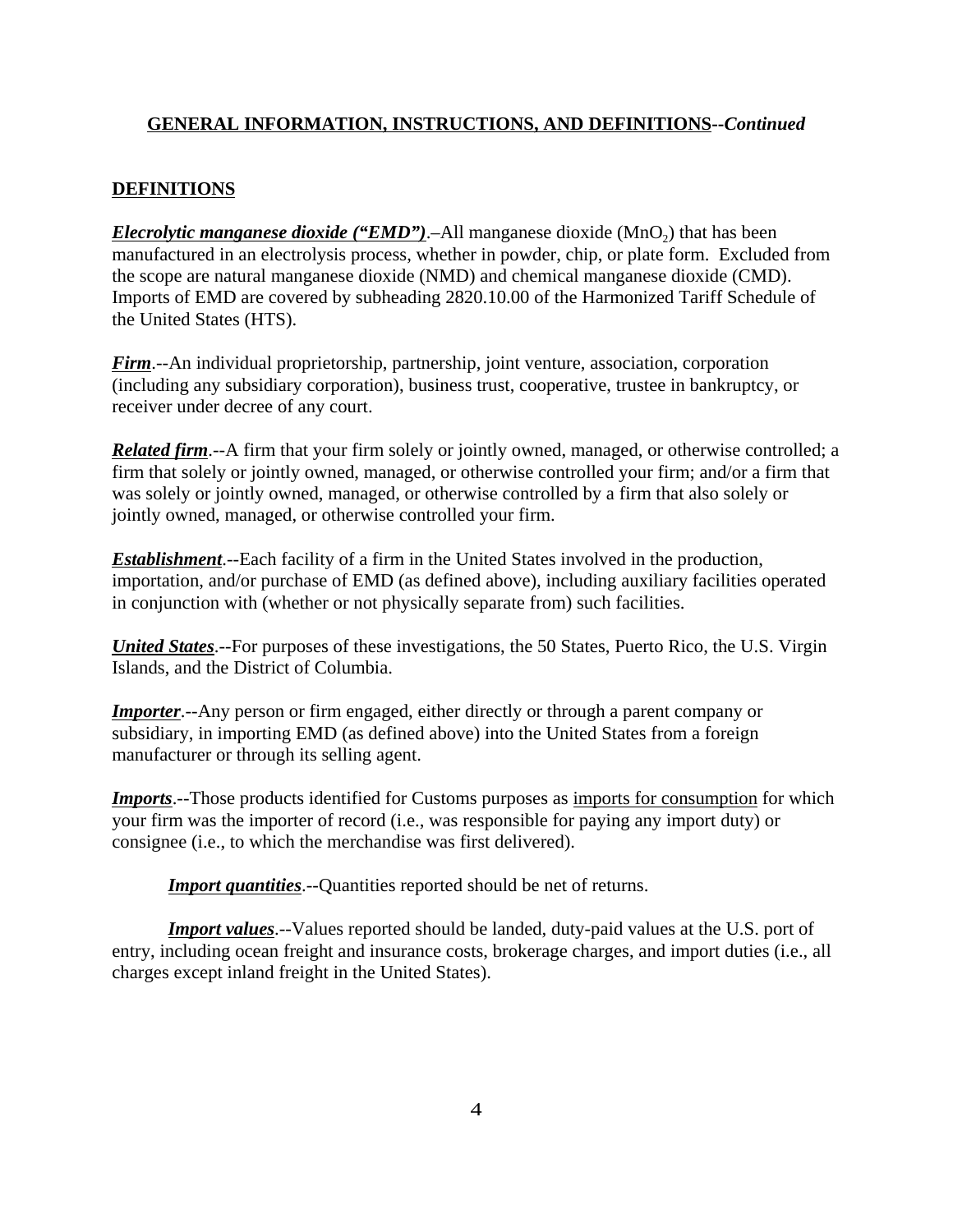**GENERAL INFORMATION, INSTRUCTIONS, AND DEFINITIONS--*Continued***

**DEFINITIONS**

***Elecrolytic manganese dioxide ("EMD")***.–All manganese dioxide ($MnO_2$) that has been manufactured in an electrolysis process, whether in powder, chip, or plate form. Excluded from the scope are natural manganese dioxide (NMD) and chemical manganese dioxide (CMD). Imports of EMD are covered by subheading 2820.10.00 of the Harmonized Tariff Schedule of the United States (HTS).

***Firm***.--An individual proprietorship, partnership, joint venture, association, corporation (including any subsidiary corporation), business trust, cooperative, trustee in bankruptcy, or receiver under decree of any court.

***Related firm***.--A firm that your firm solely or jointly owned, managed, or otherwise controlled; a firm that solely or jointly owned, managed, or otherwise controlled your firm; and/or a firm that was solely or jointly owned, managed, or otherwise controlled by a firm that also solely or jointly owned, managed, or otherwise controlled your firm.

***Establishment***.--Each facility of a firm in the United States involved in the production, importation, and/or purchase of EMD (as defined above), including auxiliary facilities operated in conjunction with (whether or not physically separate from) such facilities.

***United States***.--For purposes of these investigations, the 50 States, Puerto Rico, the U.S. Virgin Islands, and the District of Columbia.

***Importer***.--Any person or firm engaged, either directly or through a parent company or subsidiary, in importing EMD (as defined above) into the United States from a foreign manufacturer or through its selling agent.

***Imports***.--Those products identified for Customs purposes as imports for consumption for which your firm was the importer of record (i.e., was responsible for paying any import duty) or consignee (i.e., to which the merchandise was first delivered).

***Import quantities***.--Quantities reported should be net of returns.

***Import values***.--Values reported should be landed, duty-paid values at the U.S. port of entry, including ocean freight and insurance costs, brokerage charges, and import duties (i.e., all charges except inland freight in the United States).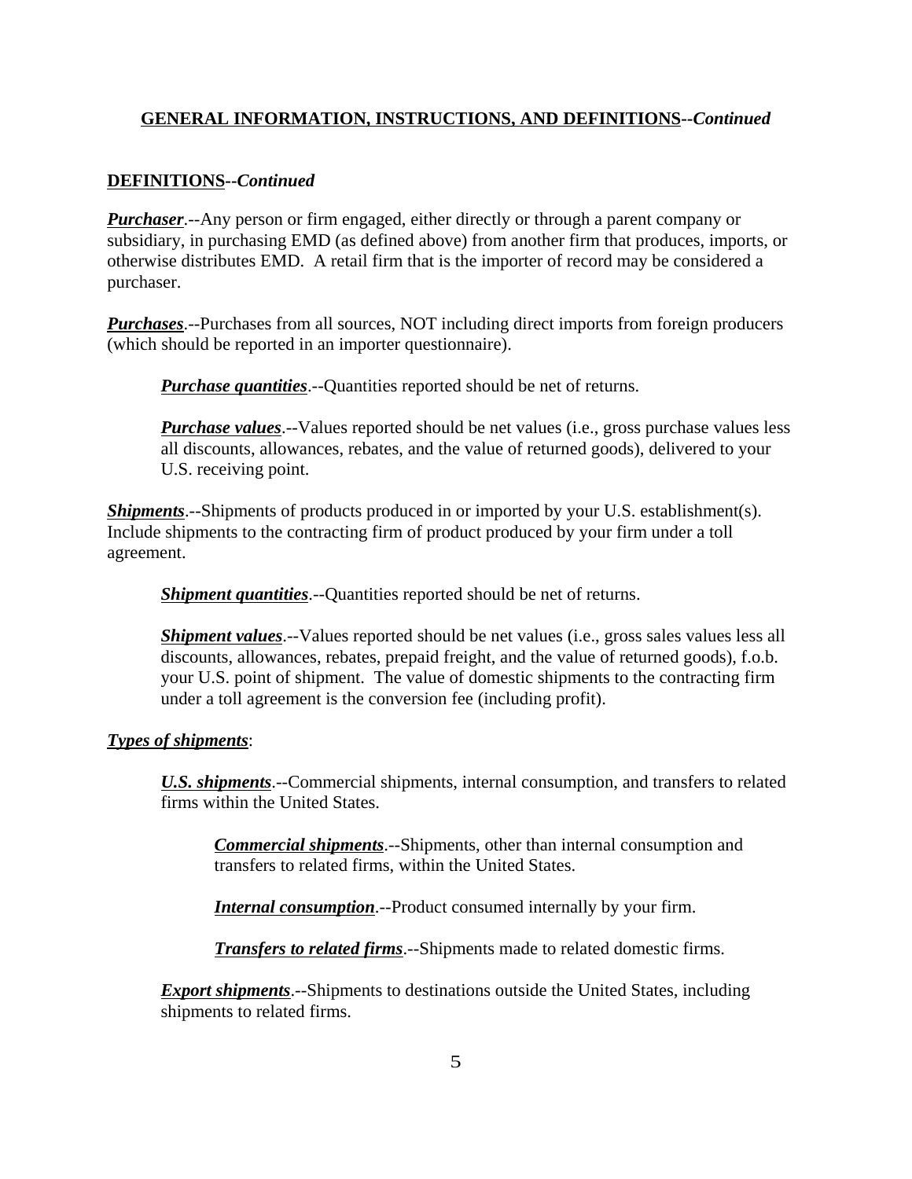## GENERAL INFORMATION, INSTRUCTIONS, AND DEFINITIONS--*Continued*

### DEFINITIONS--*Continued*

***Purchaser***.--Any person or firm engaged, either directly or through a parent company or subsidiary, in purchasing EMD (as defined above) from another firm that produces, imports, or otherwise distributes EMD. A retail firm that is the importer of record may be considered a purchaser.

***Purchases***.--Purchases from all sources, NOT including direct imports from foreign producers (which should be reported in an importer questionnaire).

> ***Purchase quantities***.--Quantities reported should be net of returns.
>
> ***Purchase values***.--Values reported should be net values (i.e., gross purchase values less all discounts, allowances, rebates, and the value of returned goods), delivered to your U.S. receiving point.

***Shipments***.--Shipments of products produced in or imported by your U.S. establishment(s). Include shipments to the contracting firm of product produced by your firm under a toll agreement.

> ***Shipment quantities***.--Quantities reported should be net of returns.
>
> ***Shipment values***.--Values reported should be net values (i.e., gross sales values less all discounts, allowances, rebates, prepaid freight, and the value of returned goods), f.o.b. your U.S. point of shipment. The value of domestic shipments to the contracting firm under a toll agreement is the conversion fee (including profit).

***Types of shipments***:

> ***U.S. shipments***.--Commercial shipments, internal consumption, and transfers to related firms within the United States.
>
> > ***Commercial shipments***.--Shipments, other than internal consumption and transfers to related firms, within the United States.
> >
> > ***Internal consumption***.--Product consumed internally by your firm.
> >
> > ***Transfers to related firms***.--Shipments made to related domestic firms.
>
> ***Export shipments***.--Shipments to destinations outside the United States, including shipments to related firms.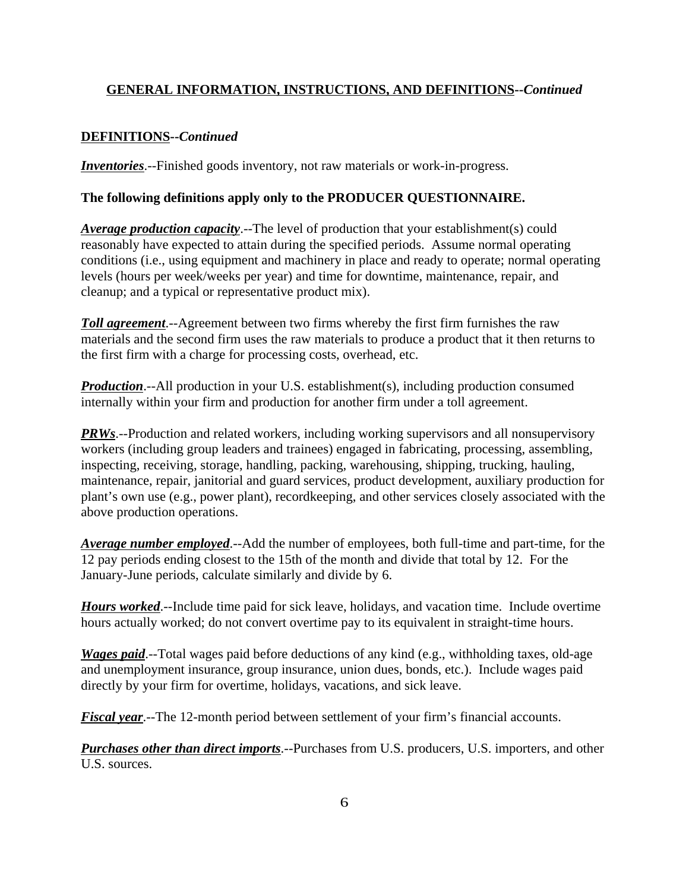## GENERAL INFORMATION, INSTRUCTIONS, AND DEFINITIONS--*Continued*

### DEFINITIONS--*Continued*

***Inventories***.--Finished goods inventory, not raw materials or work-in-progress.

**The following definitions apply only to the PRODUCER QUESTIONNAIRE.**

***Average production capacity***.--The level of production that your establishment(s) could reasonably have expected to attain during the specified periods. Assume normal operating conditions (i.e., using equipment and machinery in place and ready to operate; normal operating levels (hours per week/weeks per year) and time for downtime, maintenance, repair, and cleanup; and a typical or representative product mix).

***Toll agreement***.--Agreement between two firms whereby the first firm furnishes the raw materials and the second firm uses the raw materials to produce a product that it then returns to the first firm with a charge for processing costs, overhead, etc.

***Production***.--All production in your U.S. establishment(s), including production consumed internally within your firm and production for another firm under a toll agreement.

***PRWs***.--Production and related workers, including working supervisors and all nonsupervisory workers (including group leaders and trainees) engaged in fabricating, processing, assembling, inspecting, receiving, storage, handling, packing, warehousing, shipping, trucking, hauling, maintenance, repair, janitorial and guard services, product development, auxiliary production for plant's own use (e.g., power plant), recordkeeping, and other services closely associated with the above production operations.

***Average number employed***.--Add the number of employees, both full-time and part-time, for the 12 pay periods ending closest to the 15th of the month and divide that total by 12. For the January-June periods, calculate similarly and divide by 6.

***Hours worked***.--Include time paid for sick leave, holidays, and vacation time. Include overtime hours actually worked; do not convert overtime pay to its equivalent in straight-time hours.

***Wages paid***.--Total wages paid before deductions of any kind (e.g., withholding taxes, old-age and unemployment insurance, group insurance, union dues, bonds, etc.). Include wages paid directly by your firm for overtime, holidays, vacations, and sick leave.

***Fiscal year***.--The 12-month period between settlement of your firm's financial accounts.

***Purchases other than direct imports***.--Purchases from U.S. producers, U.S. importers, and other U.S. sources.